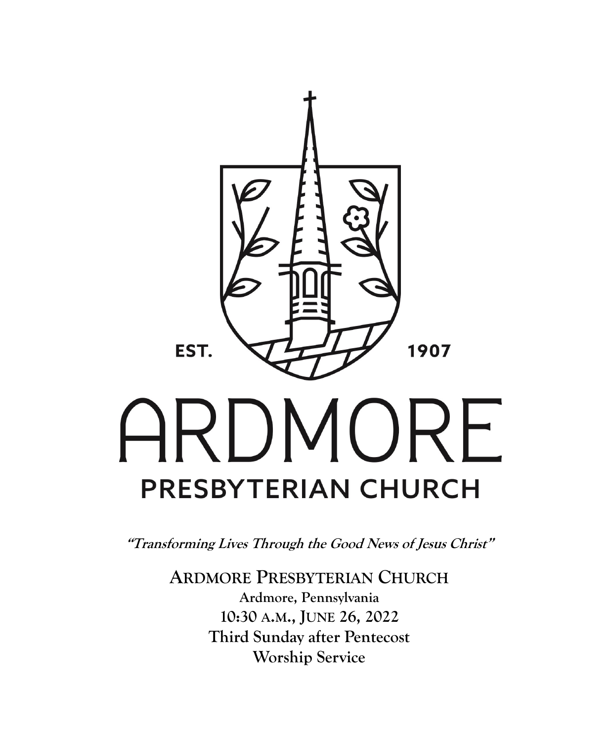EST. 1907

# ARDMORE

## PRESBYTERIAN CHURCH

***"Transforming Lives Through the Good News of Jesus Christ"***

**ARDMORE PRESBYTERIAN CHURCH**

**Ardmore, Pennsylvania**

**10:30 A.M., JUNE 26, 2022**

**Third Sunday after Pentecost**

**Worship Service**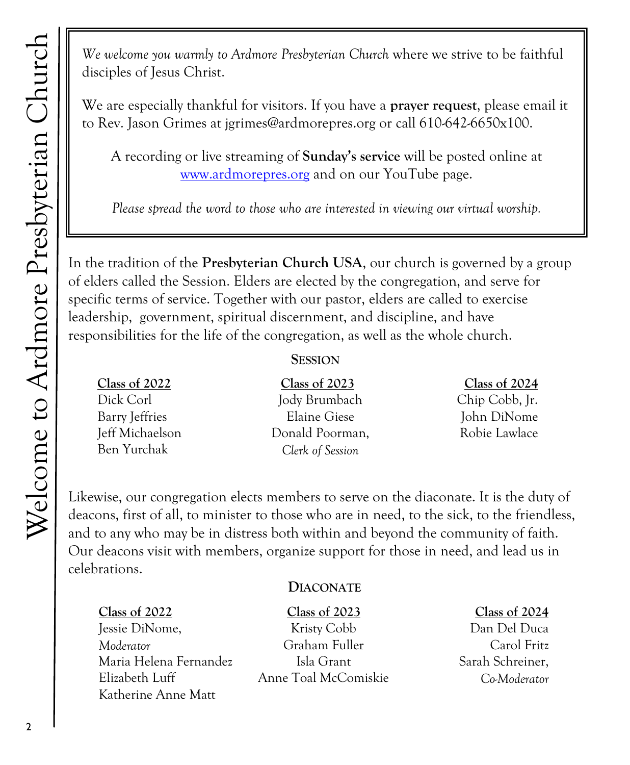*We welcome you warmly to Ardmore Presbyterian Church* where we strive to be faithful disciples of Jesus Christ.

We are especially thankful for visitors. If you have a **prayer request**, please email it to Rev. Jason Grimes at jgrimes@ardmorepres.org or call 610-642-6650x100.

A recording or live streaming of **Sunday's service** will be posted online at www.ardmorepres.org and on our YouTube page.

*Please spread the word to those who are interested in viewing our virtual worship.*

In the tradition of the **Presbyterian Church USA**, our church is governed by a group of elders called the Session. Elders are elected by the congregation, and serve for specific terms of service. Together with our pastor, elders are called to exercise leadership, government, spiritual discernment, and discipline, and have responsibilities for the life of the congregation, as well as the whole church.

## Session

| Class of 2022 | Class of 2023 | Class of 2024 |
| --- | --- | --- |
| Dick Corl | Jody Brumbach | Chip Cobb, Jr. |
| Barry Jeffries | Elaine Giese | John DiNome |
| Jeff Michaelson | Donald Poorman, *Clerk of Session* | Robie Lawlace |
| Ben Yurchak | | |

Likewise, our congregation elects members to serve on the diaconate. It is the duty of deacons, first of all, to minister to those who are in need, to the sick, to the friendless, and to any who may be in distress both within and beyond the community of faith. Our deacons visit with members, organize support for those in need, and lead us in celebrations.

## Diaconate

| Class of 2022 | Class of 2023 | Class of 2024 |
| --- | --- | --- |
| Jessie DiNome, *Moderator* | Kristy Cobb | Dan Del Duca |
| Maria Helena Fernandez | Graham Fuller | Carol Fritz |
| Elizabeth Luff | Isla Grant | Sarah Schreiner, *Co-Moderator* |
| Katherine Anne Matt | Anne Toal McComiskie | |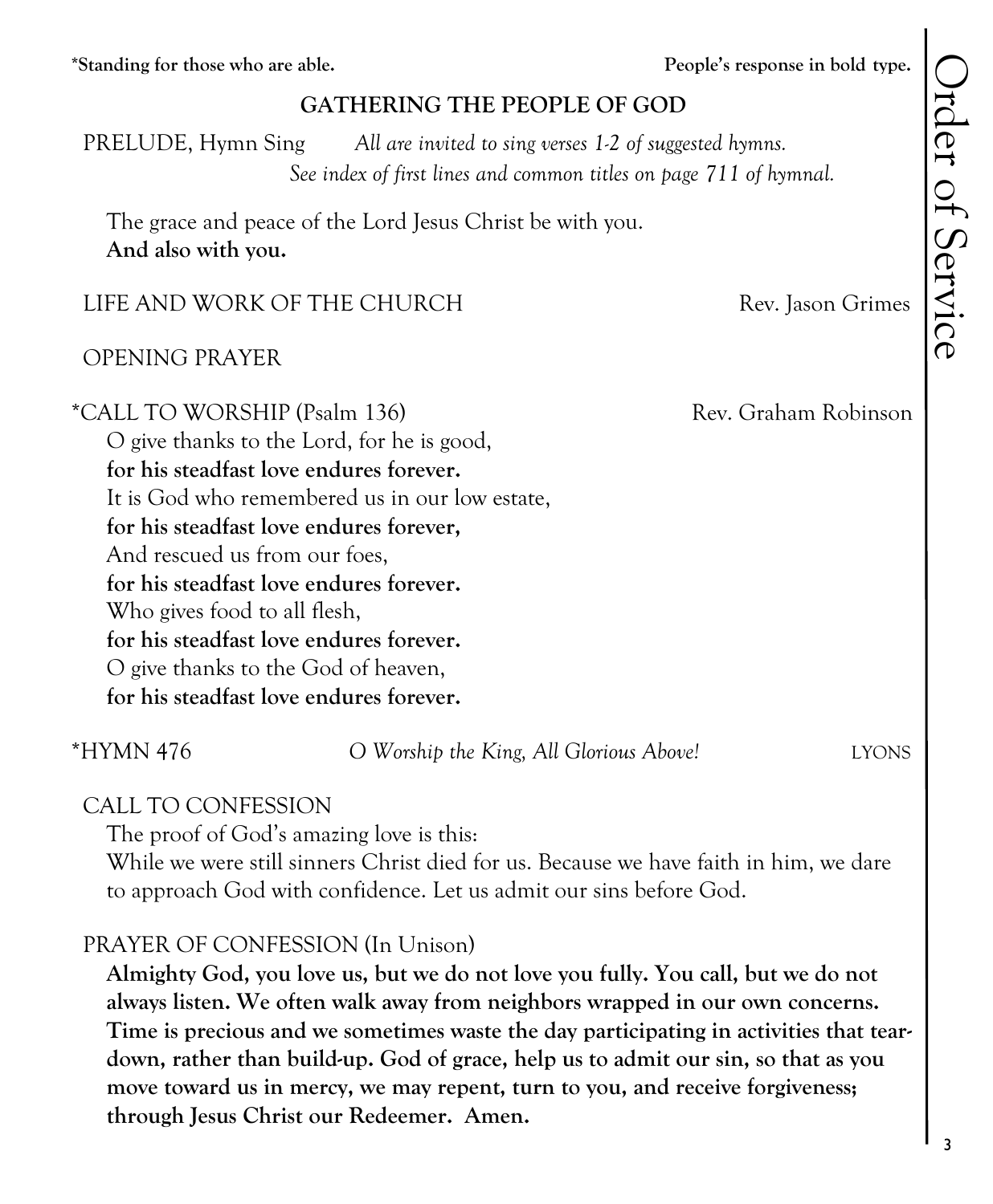**\*Standing for those who are able.** **People's response in bold type.**

## GATHERING THE PEOPLE OF GOD

PRELUDE, Hymn Sing *All are invited to sing verses 1-2 of suggested hymns. See index of first lines and common titles on page 711 of hymnal.*

The grace and peace of the Lord Jesus Christ be with you.
**And also with you.**

LIFE AND WORK OF THE CHURCH Rev. Jason Grimes

OPENING PRAYER

*CALL TO WORSHIP (Psalm 136) Rev. Graham Robinson

O give thanks to the Lord, for he is good,
**for his steadfast love endures forever.**
It is God who remembered us in our low estate,
**for his steadfast love endures forever,**
And rescued us from our foes,
**for his steadfast love endures forever.**
Who gives food to all flesh,
**for his steadfast love endures forever.**
O give thanks to the God of heaven,
**for his steadfast love endures forever.**

*HYMN 476 *O Worship the King, All Glorious Above!* LYONS

CALL TO CONFESSION

The proof of God's amazing love is this:
While we were still sinners Christ died for us. Because we have faith in him, we dare to approach God with confidence. Let us admit our sins before God.

PRAYER OF CONFESSION (In Unison)

**Almighty God, you love us, but we do not love you fully. You call, but we do not always listen. We often walk away from neighbors wrapped in our own concerns. Time is precious and we sometimes waste the day participating in activities that tear-down, rather than build-up. God of grace, help us to admit our sin, so that as you move toward us in mercy, we may repent, turn to you, and receive forgiveness; through Jesus Christ our Redeemer. Amen.**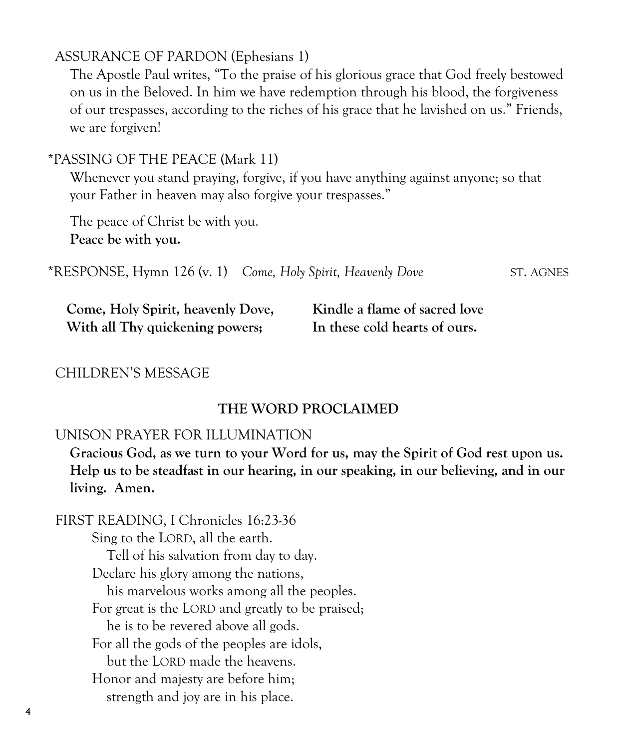ASSURANCE OF PARDON (Ephesians 1)

The Apostle Paul writes, "To the praise of his glorious grace that God freely bestowed on us in the Beloved. In him we have redemption through his blood, the forgiveness of our trespasses, according to the riches of his grace that he lavished on us." Friends, we are forgiven!

*PASSING OF THE PEACE (Mark 11)

Whenever you stand praying, forgive, if you have anything against anyone; so that your Father in heaven may also forgive your trespasses."

The peace of Christ be with you.
**Peace be with you.**

*RESPONSE, Hymn 126 (v. 1) *Come, Holy Spirit, Heavenly Dove* ST. AGNES

**Come, Holy Spirit, heavenly Dove,**
**With all Thy quickening powers;**
**Kindle a flame of sacred love**
**In these cold hearts of ours.**

CHILDREN'S MESSAGE

## THE WORD PROCLAIMED

UNISON PRAYER FOR ILLUMINATION

**Gracious God, as we turn to your Word for us, may the Spirit of God rest upon us. Help us to be steadfast in our hearing, in our speaking, in our believing, and in our living. Amen.**

FIRST READING, I Chronicles 16:23-36

Sing to the LORD, all the earth.
  Tell of his salvation from day to day.
Declare his glory among the nations,
  his marvelous works among all the peoples.
For great is the LORD and greatly to be praised;
  he is to be revered above all gods.
For all the gods of the peoples are idols,
  but the LORD made the heavens.
Honor and majesty are before him;
  strength and joy are in his place.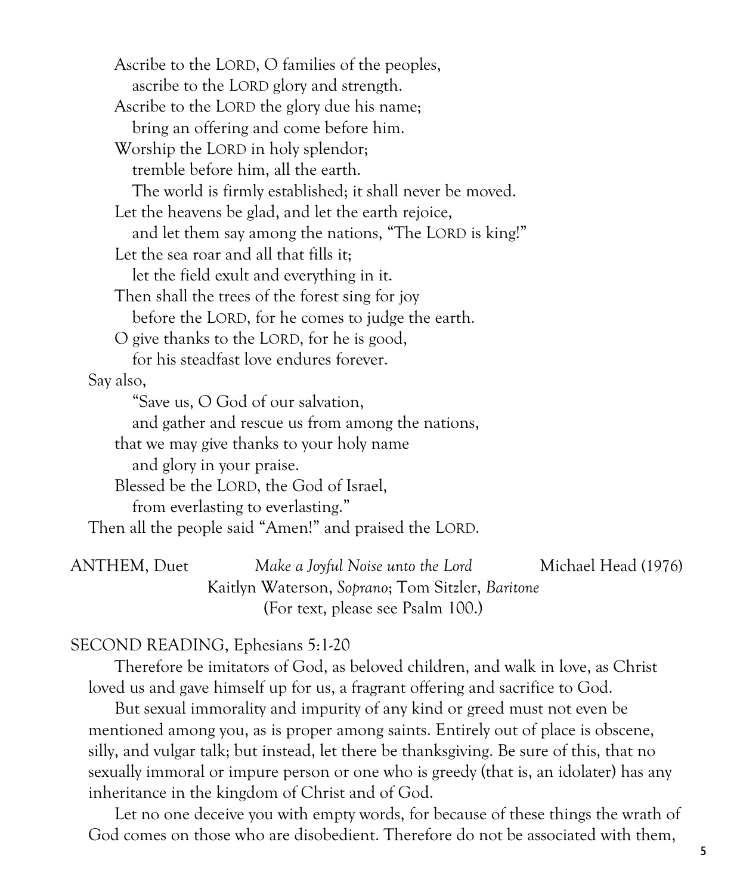Ascribe to the LORD, O families of the peoples,
ascribe to the LORD glory and strength.
Ascribe to the LORD the glory due his name;
bring an offering and come before him.
Worship the LORD in holy splendor;
tremble before him, all the earth.
The world is firmly established; it shall never be moved.
Let the heavens be glad, and let the earth rejoice,
and let them say among the nations, "The LORD is king!"
Let the sea roar and all that fills it;
let the field exult and everything in it.
Then shall the trees of the forest sing for joy
before the LORD, for he comes to judge the earth.
O give thanks to the LORD, for he is good,
for his steadfast love endures forever.
Say also,
"Save us, O God of our salvation,
and gather and rescue us from among the nations,
that we may give thanks to your holy name
and glory in your praise.
Blessed be the LORD, the God of Israel,
from everlasting to everlasting."
Then all the people said "Amen!" and praised the LORD.

ANTHEM, Duet *Make a Joyful Noise unto the Lord* Michael Head (1976)
Kaitlyn Waterson, *Soprano*; Tom Sitzler, *Baritone*
(For text, please see Psalm 100.)

SECOND READING, Ephesians 5:1-20

Therefore be imitators of God, as beloved children, and walk in love, as Christ loved us and gave himself up for us, a fragrant offering and sacrifice to God.

But sexual immorality and impurity of any kind or greed must not even be mentioned among you, as is proper among saints. Entirely out of place is obscene, silly, and vulgar talk; but instead, let there be thanksgiving. Be sure of this, that no sexually immoral or impure person or one who is greedy (that is, an idolater) has any inheritance in the kingdom of Christ and of God.

Let no one deceive you with empty words, for because of these things the wrath of God comes on those who are disobedient. Therefore do not be associated with them,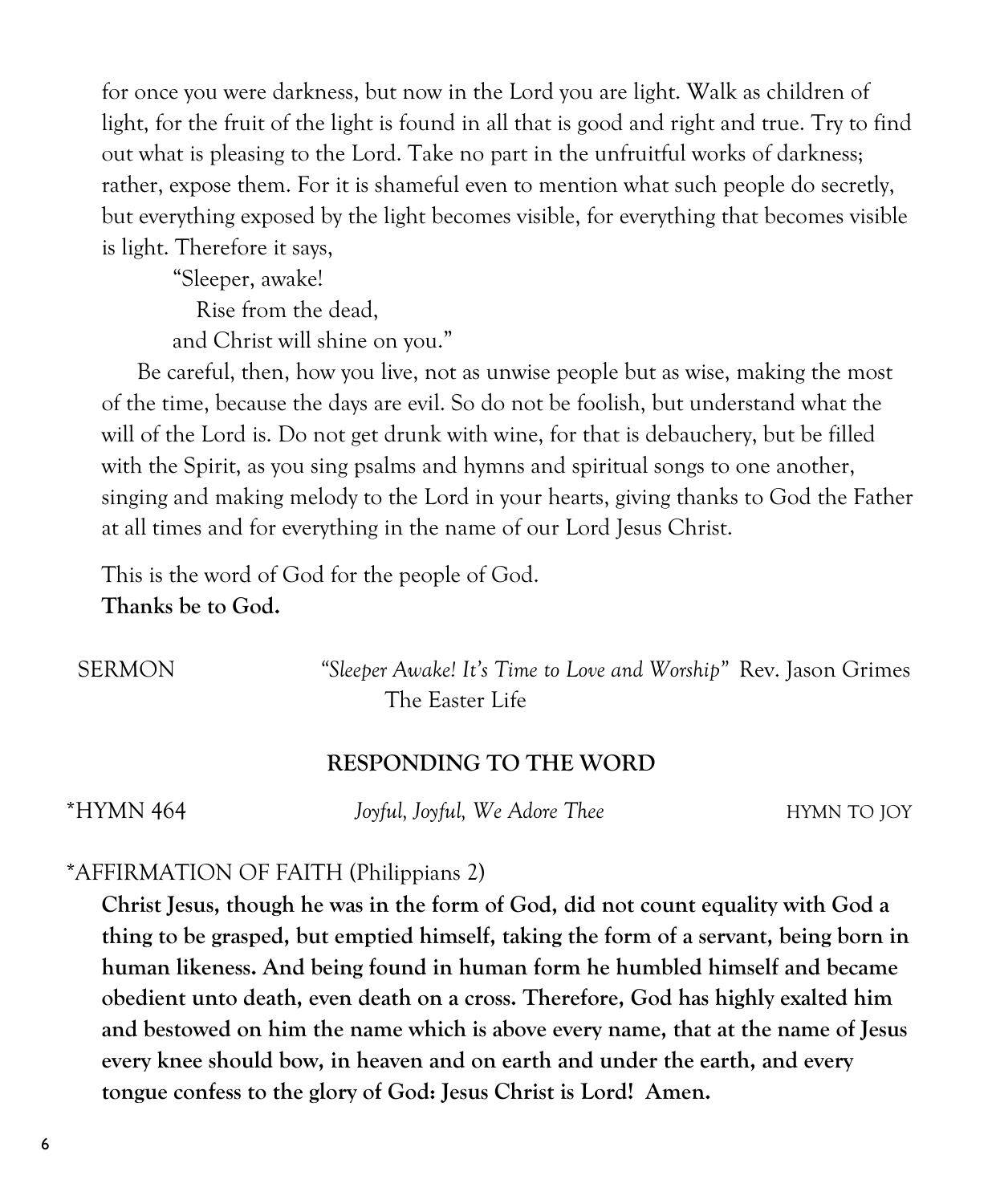for once you were darkness, but now in the Lord you are light. Walk as children of light, for the fruit of the light is found in all that is good and right and true. Try to find out what is pleasing to the Lord. Take no part in the unfruitful works of darkness; rather, expose them. For it is shameful even to mention what such people do secretly, but everything exposed by the light becomes visible, for everything that becomes visible is light. Therefore it says,

> "Sleeper, awake!
> Rise from the dead,
> and Christ will shine on you."

Be careful, then, how you live, not as unwise people but as wise, making the most of the time, because the days are evil. So do not be foolish, but understand what the will of the Lord is. Do not get drunk with wine, for that is debauchery, but be filled with the Spirit, as you sing psalms and hymns and spiritual songs to one another, singing and making melody to the Lord in your hearts, giving thanks to God the Father at all times and for everything in the name of our Lord Jesus Christ.

This is the word of God for the people of God.
**Thanks be to God.**

SERMON *"Sleeper Awake! It's Time to Love and Worship"* Rev. Jason Grimes
The Easter Life

## RESPONDING TO THE WORD

*HYMN 464 *Joyful, Joyful, We Adore Thee* HYMN TO JOY

*AFFIRMATION OF FAITH (Philippians 2)

**Christ Jesus, though he was in the form of God, did not count equality with God a thing to be grasped, but emptied himself, taking the form of a servant, being born in human likeness. And being found in human form he humbled himself and became obedient unto death, even death on a cross. Therefore, God has highly exalted him and bestowed on him the name which is above every name, that at the name of Jesus every knee should bow, in heaven and on earth and under the earth, and every tongue confess to the glory of God: Jesus Christ is Lord! Amen.**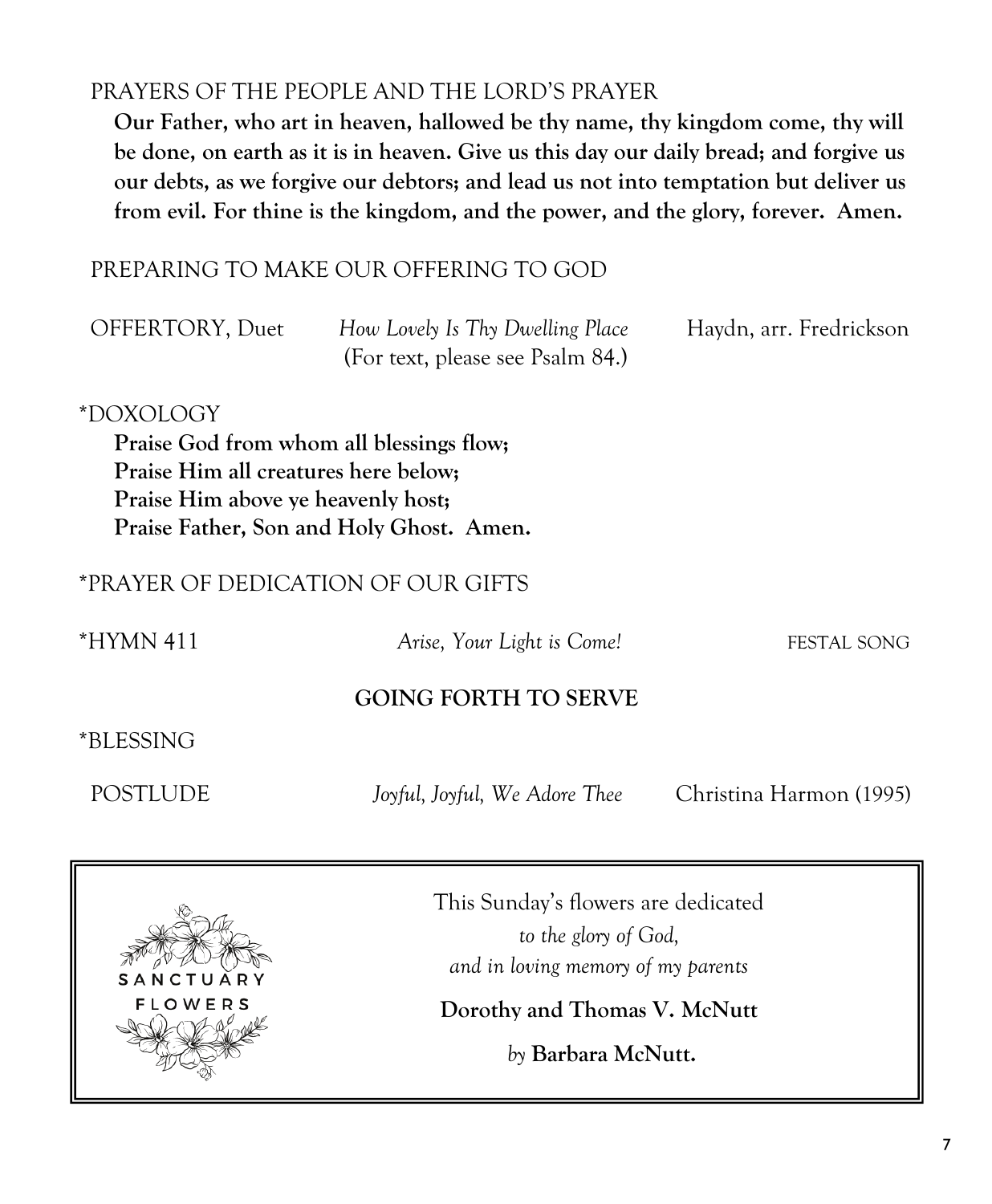PRAYERS OF THE PEOPLE AND THE LORD'S PRAYER

**Our Father, who art in heaven, hallowed be thy name, thy kingdom come, thy will be done, on earth as it is in heaven. Give us this day our daily bread; and forgive us our debts, as we forgive our debtors; and lead us not into temptation but deliver us from evil. For thine is the kingdom, and the power, and the glory, forever. Amen.**

PREPARING TO MAKE OUR OFFERING TO GOD

OFFERTORY, Duet — *How Lovely Is Thy Dwelling Place* — Haydn, arr. Fredrickson
(For text, please see Psalm 84.)

*DOXOLOGY

**Praise God from whom all blessings flow;**
**Praise Him all creatures here below;**
**Praise Him above ye heavenly host;**
**Praise Father, Son and Holy Ghost. Amen.**

*PRAYER OF DEDICATION OF OUR GIFTS

*HYMN 411 — *Arise, Your Light is Come!* — FESTAL SONG

## GOING FORTH TO SERVE

*BLESSING

POSTLUDE — *Joyful, Joyful, We Adore Thee* — Christina Harmon (1995)

---

SANCTUARY FLOWERS

This Sunday's flowers are dedicated
*to the glory of God,*
*and in loving memory of my parents*

**Dorothy and Thomas V. McNutt**

*by* **Barbara McNutt.**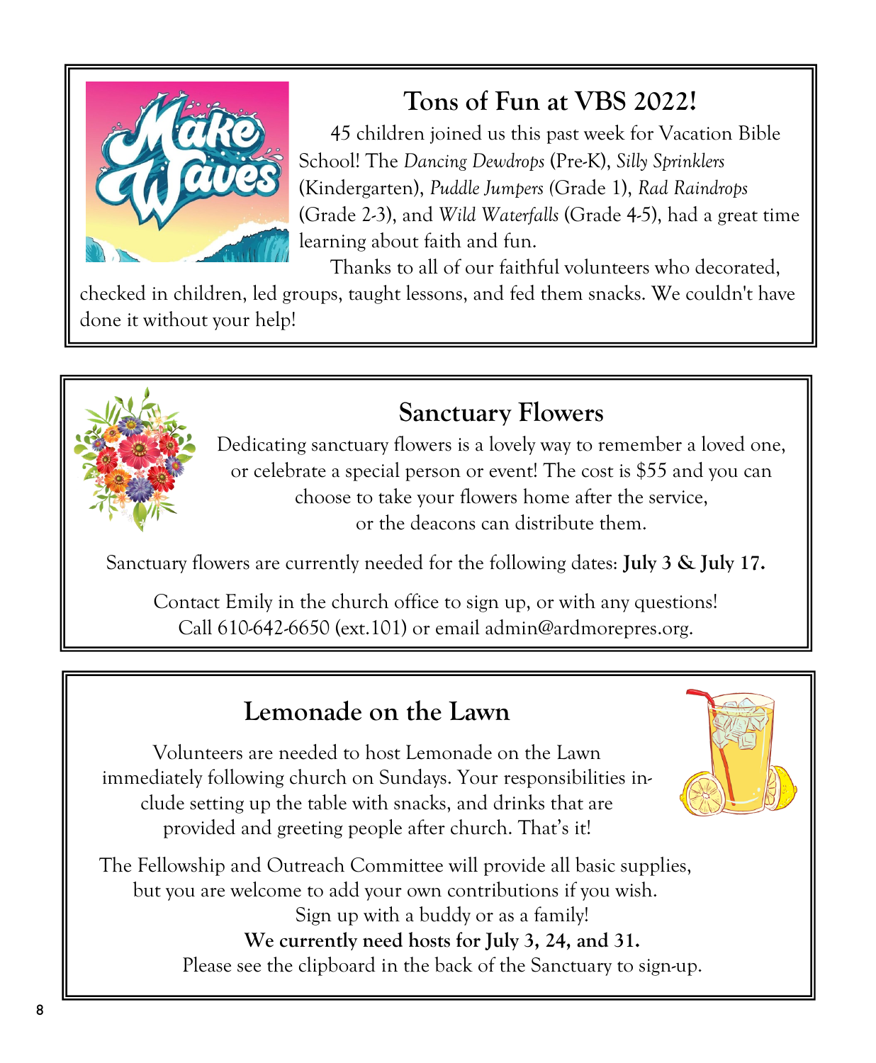## Tons of Fun at VBS 2022!

45 children joined us this past week for Vacation Bible School! The *Dancing Dewdrops* (Pre-K), *Silly Sprinklers* (Kindergarten), *Puddle Jumpers* (Grade 1), *Rad Raindrops* (Grade 2-3), and *Wild Waterfalls* (Grade 4-5), had a great time learning about faith and fun.

Thanks to all of our faithful volunteers who decorated, checked in children, led groups, taught lessons, and fed them snacks. We couldn't have done it without your help!

## Sanctuary Flowers

Dedicating sanctuary flowers is a lovely way to remember a loved one, or celebrate a special person or event! The cost is $55 and you can choose to take your flowers home after the service, or the deacons can distribute them.

Sanctuary flowers are currently needed for the following dates: **July 3 & July 17.**

Contact Emily in the church office to sign up, or with any questions!
Call 610-642-6650 (ext.101) or email admin@ardmorepres.org.

## Lemonade on the Lawn

Volunteers are needed to host Lemonade on the Lawn immediately following church on Sundays. Your responsibilities include setting up the table with snacks, and drinks that are provided and greeting people after church. That's it!

The Fellowship and Outreach Committee will provide all basic supplies, but you are welcome to add your own contributions if you wish.
Sign up with a buddy or as a family!
**We currently need hosts for July 3, 24, and 31.**
Please see the clipboard in the back of the Sanctuary to sign-up.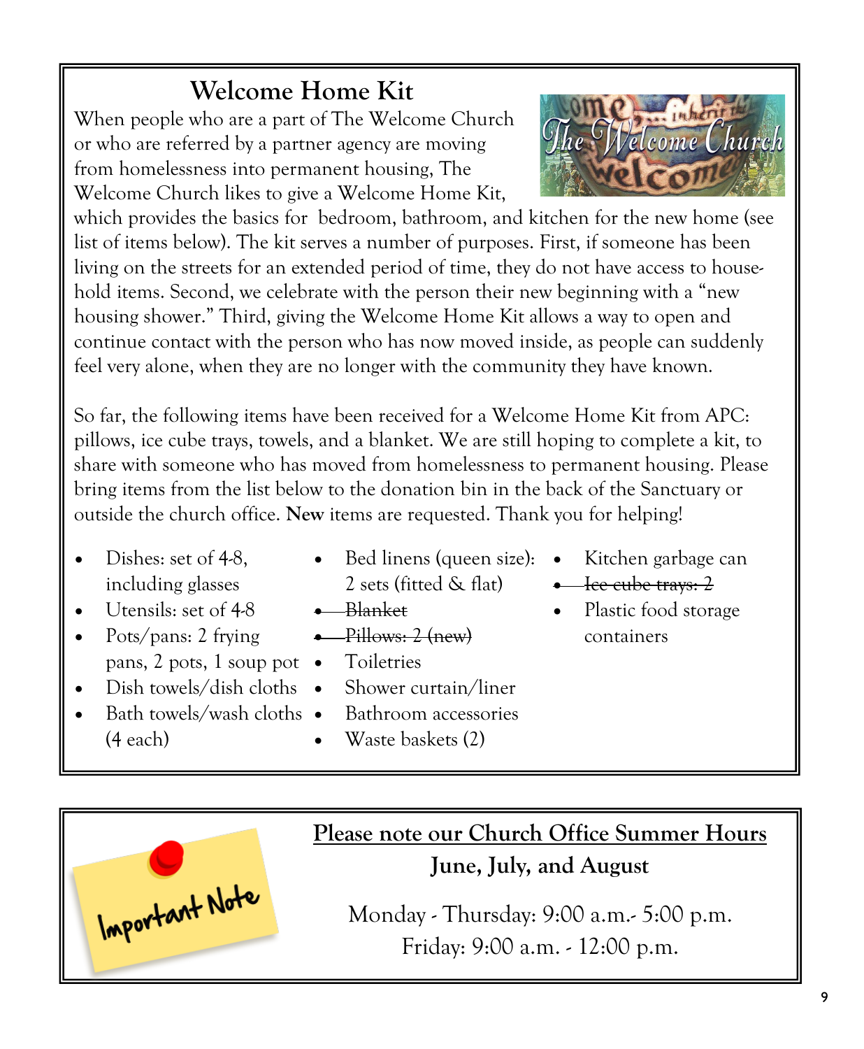## Welcome Home Kit

When people who are a part of The Welcome Church or who are referred by a partner agency are moving from homelessness into permanent housing, The Welcome Church likes to give a Welcome Home Kit, which provides the basics for bedroom, bathroom, and kitchen for the new home (see list of items below). The kit serves a number of purposes. First, if someone has been living on the streets for an extended period of time, they do not have access to household items. Second, we celebrate with the person their new beginning with a "new housing shower." Third, giving the Welcome Home Kit allows a way to open and continue contact with the person who has now moved inside, as people can suddenly feel very alone, when they are no longer with the community they have known.

So far, the following items have been received for a Welcome Home Kit from APC: pillows, ice cube trays, towels, and a blanket. We are still hoping to complete a kit, to share with someone who has moved from homelessness to permanent housing. Please bring items from the list below to the donation bin in the back of the Sanctuary or outside the church office. **New** items are requested. Thank you for helping!

- Dishes: set of 4-8, including glasses
- Utensils: set of 4-8
- Pots/pans: 2 frying pans, 2 pots, 1 soup pot
- Dish towels/dish cloths
- Bath towels/wash cloths (4 each)
- Bed linens (queen size): 2 sets (fitted & flat)
- ~~Blanket~~
- ~~Pillows: 2 (new)~~
- Toiletries
- Shower curtain/liner
- Bathroom accessories
- Waste baskets (2)
- Kitchen garbage can
- ~~Ice cube trays: 2~~
- Plastic food storage containers

Important Note

**Please note our Church Office Summer Hours**

**June, July, and August**

Monday - Thursday: 9:00 a.m.- 5:00 p.m.

Friday: 9:00 a.m. - 12:00 p.m.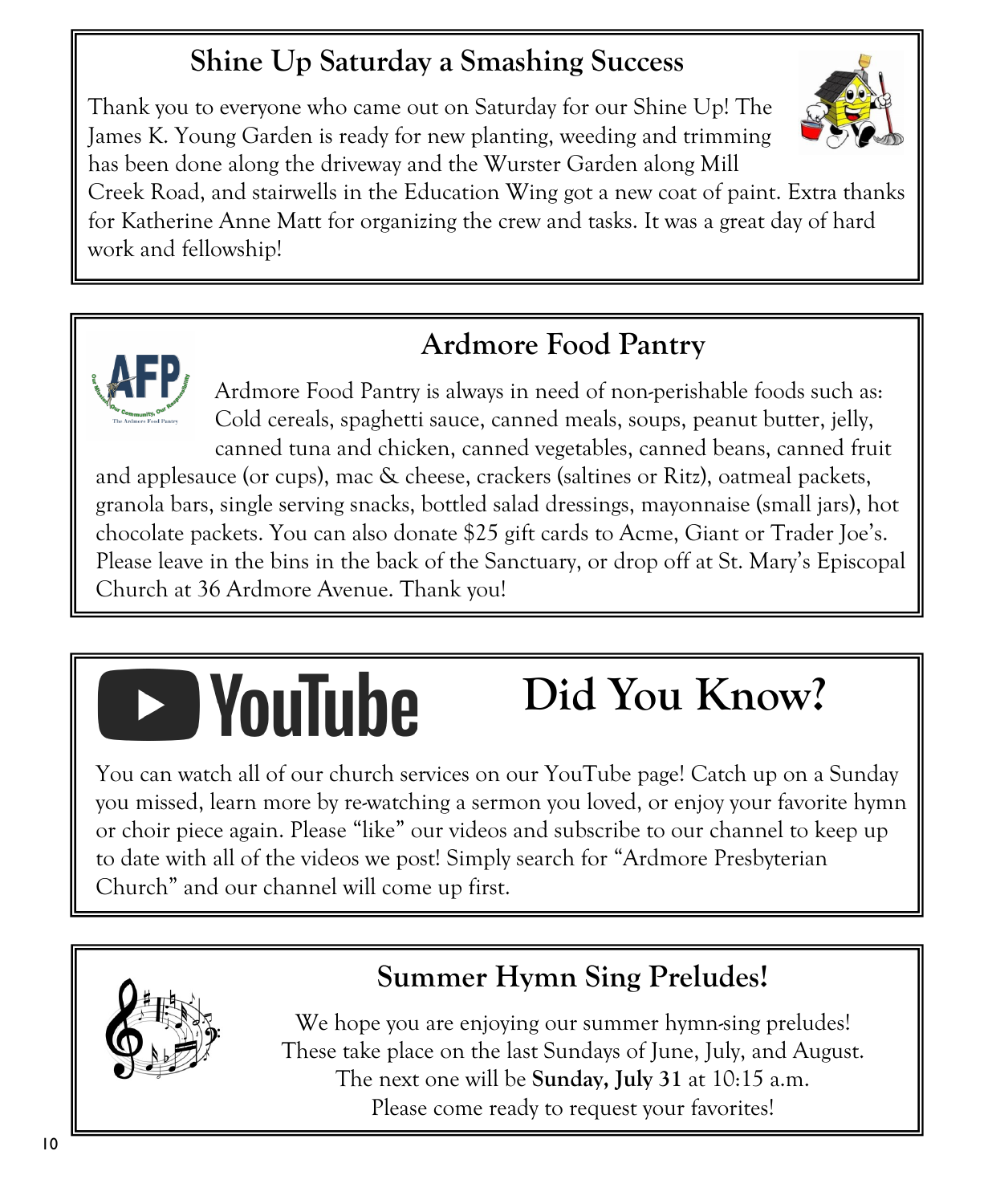## Shine Up Saturday a Smashing Success

Thank you to everyone who came out on Saturday for our Shine Up! The James K. Young Garden is ready for new planting, weeding and trimming has been done along the driveway and the Wurster Garden along Mill Creek Road, and stairwells in the Education Wing got a new coat of paint. Extra thanks for Katherine Anne Matt for organizing the crew and tasks. It was a great day of hard work and fellowship!

## Ardmore Food Pantry

Ardmore Food Pantry is always in need of non-perishable foods such as: Cold cereals, spaghetti sauce, canned meals, soups, peanut butter, jelly, canned tuna and chicken, canned vegetables, canned beans, canned fruit and applesauce (or cups), mac & cheese, crackers (saltines or Ritz), oatmeal packets, granola bars, single serving snacks, bottled salad dressings, mayonnaise (small jars), hot chocolate packets. You can also donate $25 gift cards to Acme, Giant or Trader Joe's. Please leave in the bins in the back of the Sanctuary, or drop off at St. Mary's Episcopal Church at 36 Ardmore Avenue. Thank you!

## YouTube Did You Know?

You can watch all of our church services on our YouTube page! Catch up on a Sunday you missed, learn more by re-watching a sermon you loved, or enjoy your favorite hymn or choir piece again. Please "like" our videos and subscribe to our channel to keep up to date with all of the videos we post! Simply search for "Ardmore Presbyterian Church" and our channel will come up first.

## Summer Hymn Sing Preludes!

We hope you are enjoying our summer hymn-sing preludes!
These take place on the last Sundays of June, July, and August.
The next one will be **Sunday, July 31** at 10:15 a.m.
Please come ready to request your favorites!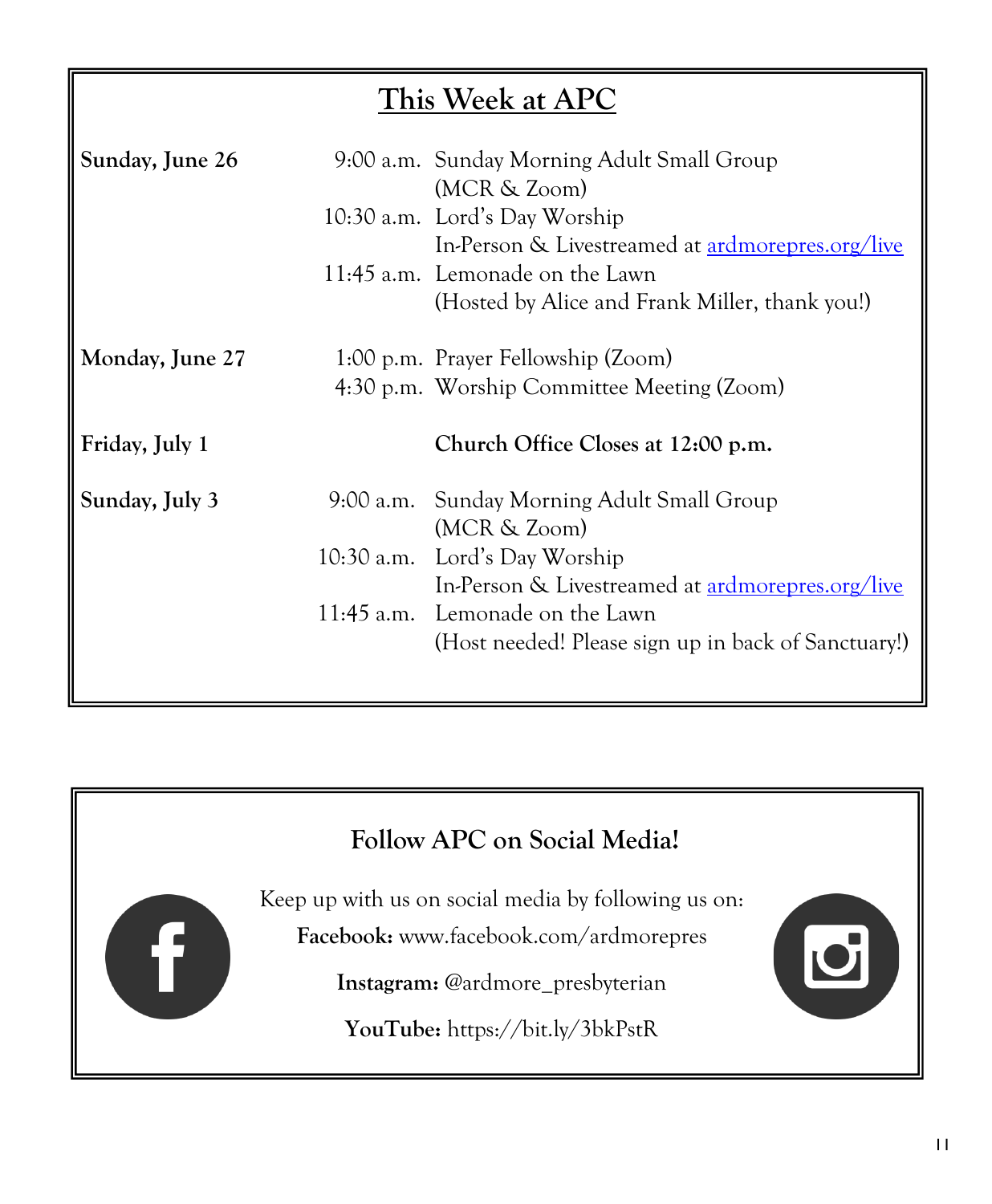## This Week at APC

| | | |
|---|---|---|
| **Sunday, June 26** | 9:00 a.m. | Sunday Morning Adult Small Group (MCR & Zoom) |
| | 10:30 a.m. | Lord's Day Worship In-Person & Livestreamed at ardmorepres.org/live |
| | 11:45 a.m. | Lemonade on the Lawn (Hosted by Alice and Frank Miller, thank you!) |
| **Monday, June 27** | 1:00 p.m. | Prayer Fellowship (Zoom) |
| | 4:30 p.m. | Worship Committee Meeting (Zoom) |
| **Friday, July 1** | | **Church Office Closes at 12:00 p.m.** |
| **Sunday, July 3** | 9:00 a.m. | Sunday Morning Adult Small Group (MCR & Zoom) |
| | 10:30 a.m. | Lord's Day Worship In-Person & Livestreamed at ardmorepres.org/live |
| | 11:45 a.m. | Lemonade on the Lawn (Host needed! Please sign up in back of Sanctuary!) |

### Follow APC on Social Media!

Keep up with us on social media by following us on:

**Facebook:** www.facebook.com/ardmorepres

**Instagram:** @ardmore_presbyterian

**YouTube:** https://bit.ly/3bkPstR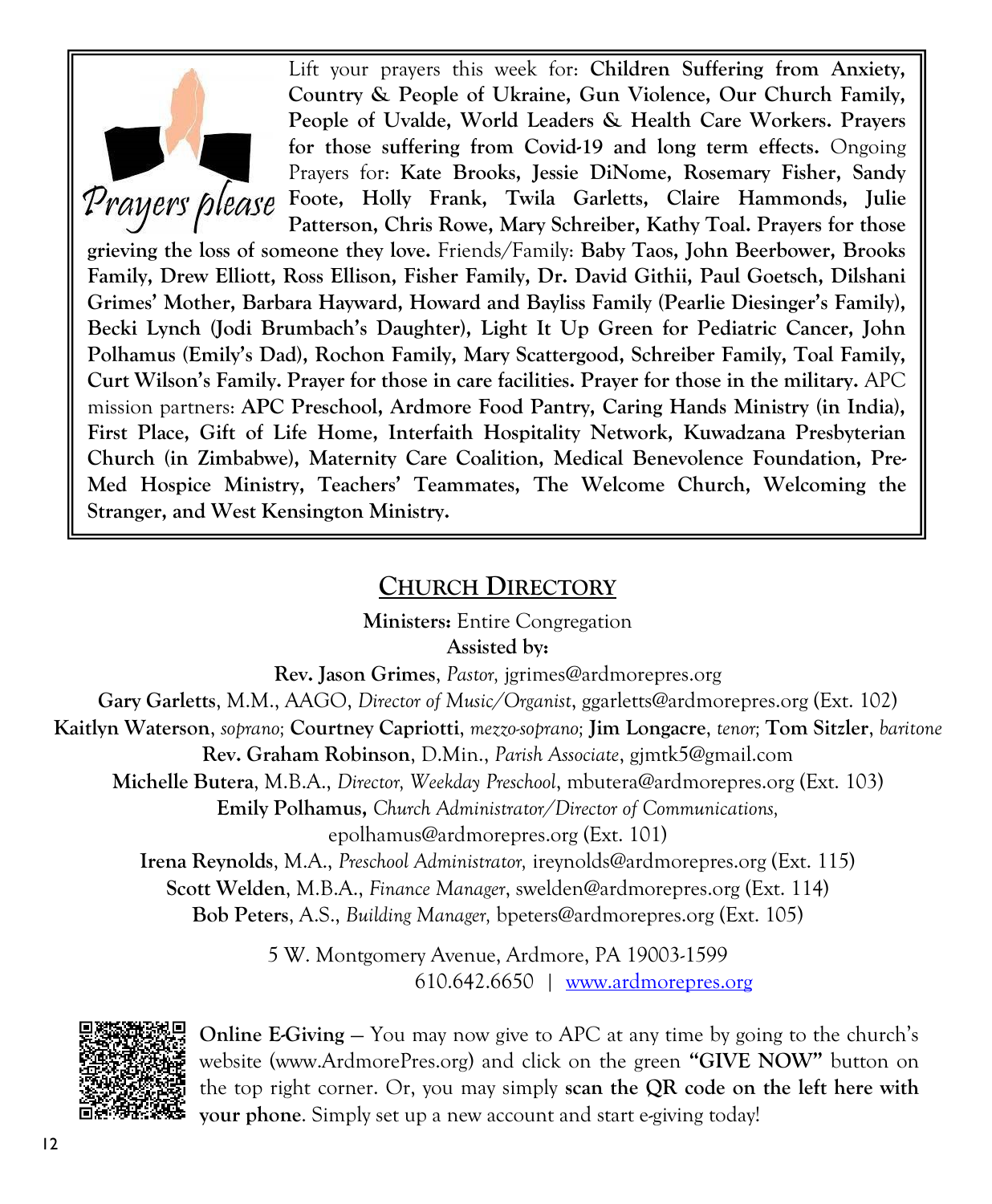Prayers please

Lift your prayers this week for: **Children Suffering from Anxiety, Country & People of Ukraine, Gun Violence, Our Church Family, People of Uvalde, World Leaders & Health Care Workers. Prayers for those suffering from Covid-19 and long term effects.** Ongoing Prayers for: **Kate Brooks, Jessie DiNome, Rosemary Fisher, Sandy Foote, Holly Frank, Twila Garletts, Claire Hammonds, Julie Patterson, Chris Rowe, Mary Schreiber, Kathy Toal. Prayers for those grieving the loss of someone they love.** Friends/Family: **Baby Taos, John Beerbower, Brooks Family, Drew Elliott, Ross Ellison, Fisher Family, Dr. David Githii, Paul Goetsch, Dilshani Grimes' Mother, Barbara Hayward, Howard and Bayliss Family (Pearlie Diesinger's Family), Becki Lynch (Jodi Brumbach's Daughter), Light It Up Green for Pediatric Cancer, John Polhamus (Emily's Dad), Rochon Family, Mary Scattergood, Schreiber Family, Toal Family, Curt Wilson's Family. Prayer for those in care facilities. Prayer for those in the military.** APC mission partners: **APC Preschool, Ardmore Food Pantry, Caring Hands Ministry (in India), First Place, Gift of Life Home, Interfaith Hospitality Network, Kuwadzana Presbyterian Church (in Zimbabwe), Maternity Care Coalition, Medical Benevolence Foundation, Pre-Med Hospice Ministry, Teachers' Teammates, The Welcome Church, Welcoming the Stranger, and West Kensington Ministry.**

## CHURCH DIRECTORY

**Ministers:** Entire Congregation

**Assisted by:**

**Rev. Jason Grimes**, *Pastor*, jgrimes@ardmorepres.org

**Gary Garletts**, M.M., AAGO, *Director of Music/Organist*, ggarletts@ardmorepres.org (Ext. 102)

**Kaitlyn Waterson**, *soprano*; **Courtney Capriotti**, *mezzo-soprano*; **Jim Longacre**, *tenor*; **Tom Sitzler**, *baritone*

**Rev. Graham Robinson**, D.Min., *Parish Associate*, gjmtk5@gmail.com

**Michelle Butera**, M.B.A., *Director, Weekday Preschool*, mbutera@ardmorepres.org (Ext. 103)

**Emily Polhamus,** *Church Administrator/Director of Communications*, epolhamus@ardmorepres.org (Ext. 101)

**Irena Reynolds**, M.A., *Preschool Administrator*, ireynolds@ardmorepres.org (Ext. 115)

**Scott Welden**, M.B.A., *Finance Manager*, swelden@ardmorepres.org (Ext. 114)

**Bob Peters**, A.S., *Building Manager*, bpeters@ardmorepres.org (Ext. 105)

5 W. Montgomery Avenue, Ardmore, PA 19003-1599

610.642.6650 | www.ardmorepres.org

**Online E-Giving** — You may now give to APC at any time by going to the church's website (www.ArdmorePres.org) and click on the green **"GIVE NOW"** button on the top right corner. Or, you may simply **scan the QR code on the left here with your phone**. Simply set up a new account and start e-giving today!